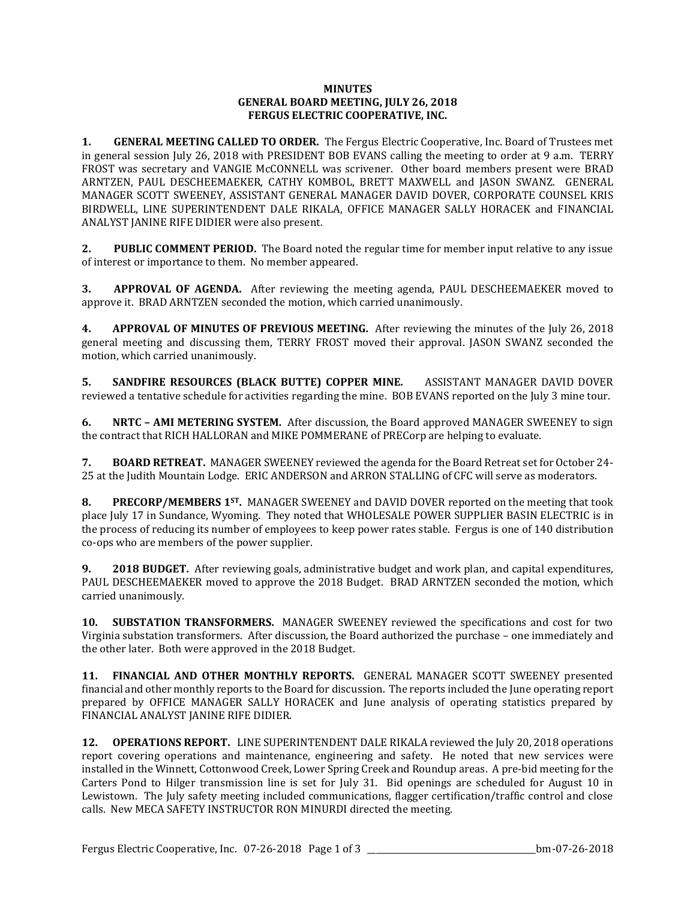**MINUTES**
**GENERAL BOARD MEETING, JULY 26, 2018**
**FERGUS ELECTRIC COOPERATIVE, INC.**

**1. GENERAL MEETING CALLED TO ORDER.** The Fergus Electric Cooperative, Inc. Board of Trustees met in general session July 26, 2018 with PRESIDENT BOB EVANS calling the meeting to order at 9 a.m. TERRY FROST was secretary and VANGIE McCONNELL was scrivener. Other board members present were BRAD ARNTZEN, PAUL DESCHEEMAEKER, CATHY KOMBOL, BRETT MAXWELL and JASON SWANZ. GENERAL MANAGER SCOTT SWEENEY, ASSISTANT GENERAL MANAGER DAVID DOVER, CORPORATE COUNSEL KRIS BIRDWELL, LINE SUPERINTENDENT DALE RIKALA, OFFICE MANAGER SALLY HORACEK and FINANCIAL ANALYST JANINE RIFE DIDIER were also present.

**2. PUBLIC COMMENT PERIOD.** The Board noted the regular time for member input relative to any issue of interest or importance to them. No member appeared.

**3. APPROVAL OF AGENDA.** After reviewing the meeting agenda, PAUL DESCHEEMAEKER moved to approve it. BRAD ARNTZEN seconded the motion, which carried unanimously.

**4. APPROVAL OF MINUTES OF PREVIOUS MEETING.** After reviewing the minutes of the July 26, 2018 general meeting and discussing them, TERRY FROST moved their approval. JASON SWANZ seconded the motion, which carried unanimously.

**5. SANDFIRE RESOURCES (BLACK BUTTE) COPPER MINE.** ASSISTANT MANAGER DAVID DOVER reviewed a tentative schedule for activities regarding the mine. BOB EVANS reported on the July 3 mine tour.

**6. NRTC – AMI METERING SYSTEM.** After discussion, the Board approved MANAGER SWEENEY to sign the contract that RICH HALLORAN and MIKE POMMERANE of PRECorp are helping to evaluate.

**7. BOARD RETREAT.** MANAGER SWEENEY reviewed the agenda for the Board Retreat set for October 24-25 at the Judith Mountain Lodge. ERIC ANDERSON and ARRON STALLING of CFC will serve as moderators.

**8. PRECORP/MEMBERS 1ST.** MANAGER SWEENEY and DAVID DOVER reported on the meeting that took place July 17 in Sundance, Wyoming. They noted that WHOLESALE POWER SUPPLIER BASIN ELECTRIC is in the process of reducing its number of employees to keep power rates stable. Fergus is one of 140 distribution co-ops who are members of the power supplier.

**9. 2018 BUDGET.** After reviewing goals, administrative budget and work plan, and capital expenditures, PAUL DESCHEEMAEKER moved to approve the 2018 Budget. BRAD ARNTZEN seconded the motion, which carried unanimously.

**10. SUBSTATION TRANSFORMERS.** MANAGER SWEENEY reviewed the specifications and cost for two Virginia substation transformers. After discussion, the Board authorized the purchase – one immediately and the other later. Both were approved in the 2018 Budget.

**11. FINANCIAL AND OTHER MONTHLY REPORTS.** GENERAL MANAGER SCOTT SWEENEY presented financial and other monthly reports to the Board for discussion. The reports included the June operating report prepared by OFFICE MANAGER SALLY HORACEK and June analysis of operating statistics prepared by FINANCIAL ANALYST JANINE RIFE DIDIER.

**12. OPERATIONS REPORT.** LINE SUPERINTENDENT DALE RIKALA reviewed the July 20, 2018 operations report covering operations and maintenance, engineering and safety. He noted that new services were installed in the Winnett, Cottonwood Creek, Lower Spring Creek and Roundup areas. A pre-bid meeting for the Carters Pond to Hilger transmission line is set for July 31. Bid openings are scheduled for August 10 in Lewistown. The July safety meeting included communications, flagger certification/traffic control and close calls. New MECA SAFETY INSTRUCTOR RON MINURDI directed the meeting.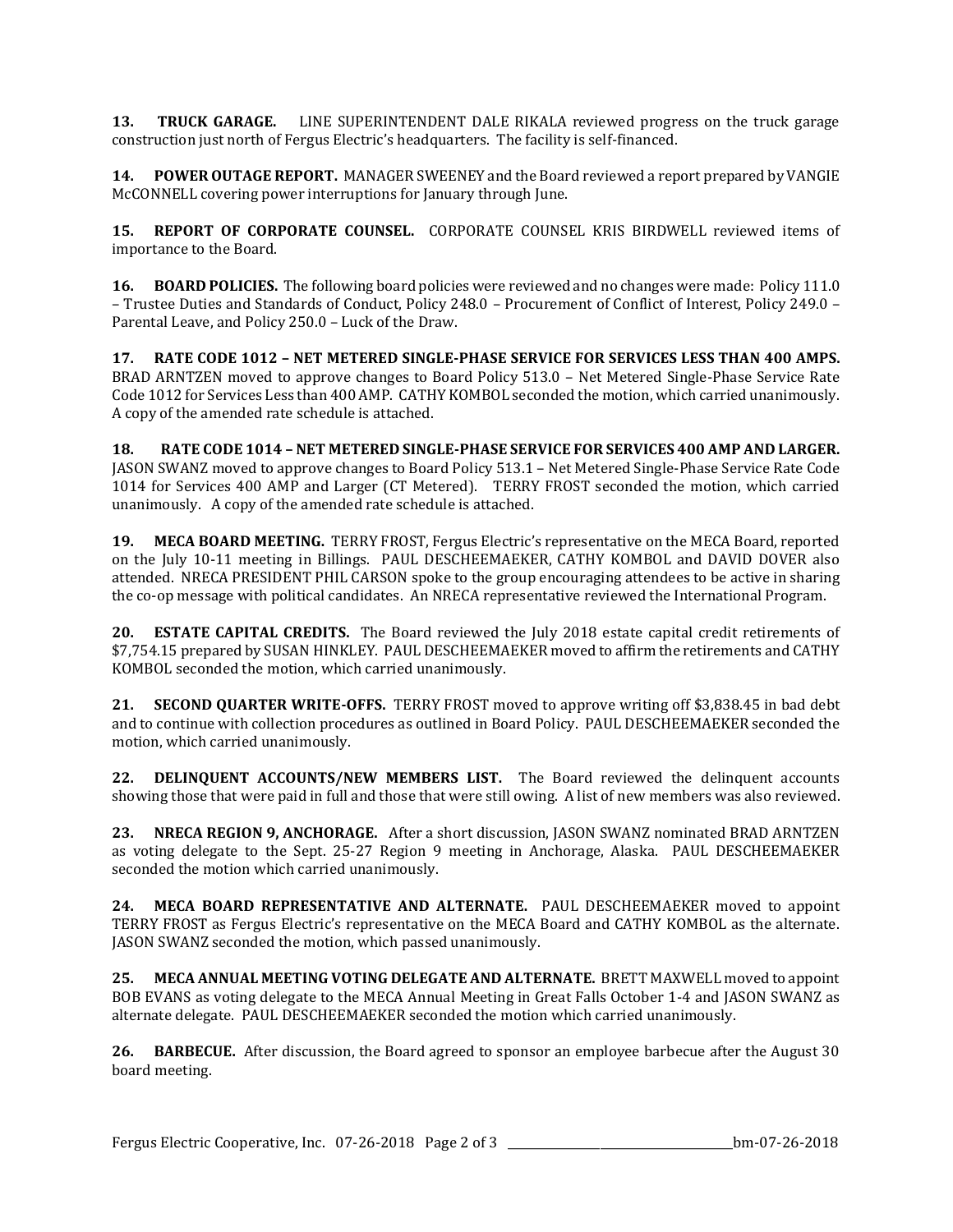**13. TRUCK GARAGE.** LINE SUPERINTENDENT DALE RIKALA reviewed progress on the truck garage construction just north of Fergus Electric's headquarters. The facility is self-financed.

**14. POWER OUTAGE REPORT.** MANAGER SWEENEY and the Board reviewed a report prepared by VANGIE McCONNELL covering power interruptions for January through June.

**15. REPORT OF CORPORATE COUNSEL.** CORPORATE COUNSEL KRIS BIRDWELL reviewed items of importance to the Board.

**16. BOARD POLICIES.** The following board policies were reviewed and no changes were made: Policy 111.0 – Trustee Duties and Standards of Conduct, Policy 248.0 – Procurement of Conflict of Interest, Policy 249.0 – Parental Leave, and Policy 250.0 – Luck of the Draw.

**17. RATE CODE 1012 – NET METERED SINGLE-PHASE SERVICE FOR SERVICES LESS THAN 400 AMPS.** BRAD ARNTZEN moved to approve changes to Board Policy 513.0 – Net Metered Single-Phase Service Rate Code 1012 for Services Less than 400 AMP. CATHY KOMBOL seconded the motion, which carried unanimously. A copy of the amended rate schedule is attached.

**18. RATE CODE 1014 – NET METERED SINGLE-PHASE SERVICE FOR SERVICES 400 AMP AND LARGER.** JASON SWANZ moved to approve changes to Board Policy 513.1 – Net Metered Single-Phase Service Rate Code 1014 for Services 400 AMP and Larger (CT Metered). TERRY FROST seconded the motion, which carried unanimously. A copy of the amended rate schedule is attached.

**19. MECA BOARD MEETING.** TERRY FROST, Fergus Electric's representative on the MECA Board, reported on the July 10-11 meeting in Billings. PAUL DESCHEEMAEKER, CATHY KOMBOL and DAVID DOVER also attended. NRECA PRESIDENT PHIL CARSON spoke to the group encouraging attendees to be active in sharing the co-op message with political candidates. An NRECA representative reviewed the International Program.

**20. ESTATE CAPITAL CREDITS.** The Board reviewed the July 2018 estate capital credit retirements of $7,754.15 prepared by SUSAN HINKLEY. PAUL DESCHEEMAEKER moved to affirm the retirements and CATHY KOMBOL seconded the motion, which carried unanimously.

**21. SECOND QUARTER WRITE-OFFS.** TERRY FROST moved to approve writing off $3,838.45 in bad debt and to continue with collection procedures as outlined in Board Policy. PAUL DESCHEEMAEKER seconded the motion, which carried unanimously.

**22. DELINQUENT ACCOUNTS/NEW MEMBERS LIST.** The Board reviewed the delinquent accounts showing those that were paid in full and those that were still owing. A list of new members was also reviewed.

**23. NRECA REGION 9, ANCHORAGE.** After a short discussion, JASON SWANZ nominated BRAD ARNTZEN as voting delegate to the Sept. 25-27 Region 9 meeting in Anchorage, Alaska. PAUL DESCHEEMAEKER seconded the motion which carried unanimously.

**24. MECA BOARD REPRESENTATIVE AND ALTERNATE.** PAUL DESCHEEMAEKER moved to appoint TERRY FROST as Fergus Electric's representative on the MECA Board and CATHY KOMBOL as the alternate. JASON SWANZ seconded the motion, which passed unanimously.

**25. MECA ANNUAL MEETING VOTING DELEGATE AND ALTERNATE.** BRETT MAXWELL moved to appoint BOB EVANS as voting delegate to the MECA Annual Meeting in Great Falls October 1-4 and JASON SWANZ as alternate delegate. PAUL DESCHEEMAEKER seconded the motion which carried unanimously.

**26. BARBECUE.** After discussion, the Board agreed to sponsor an employee barbecue after the August 30 board meeting.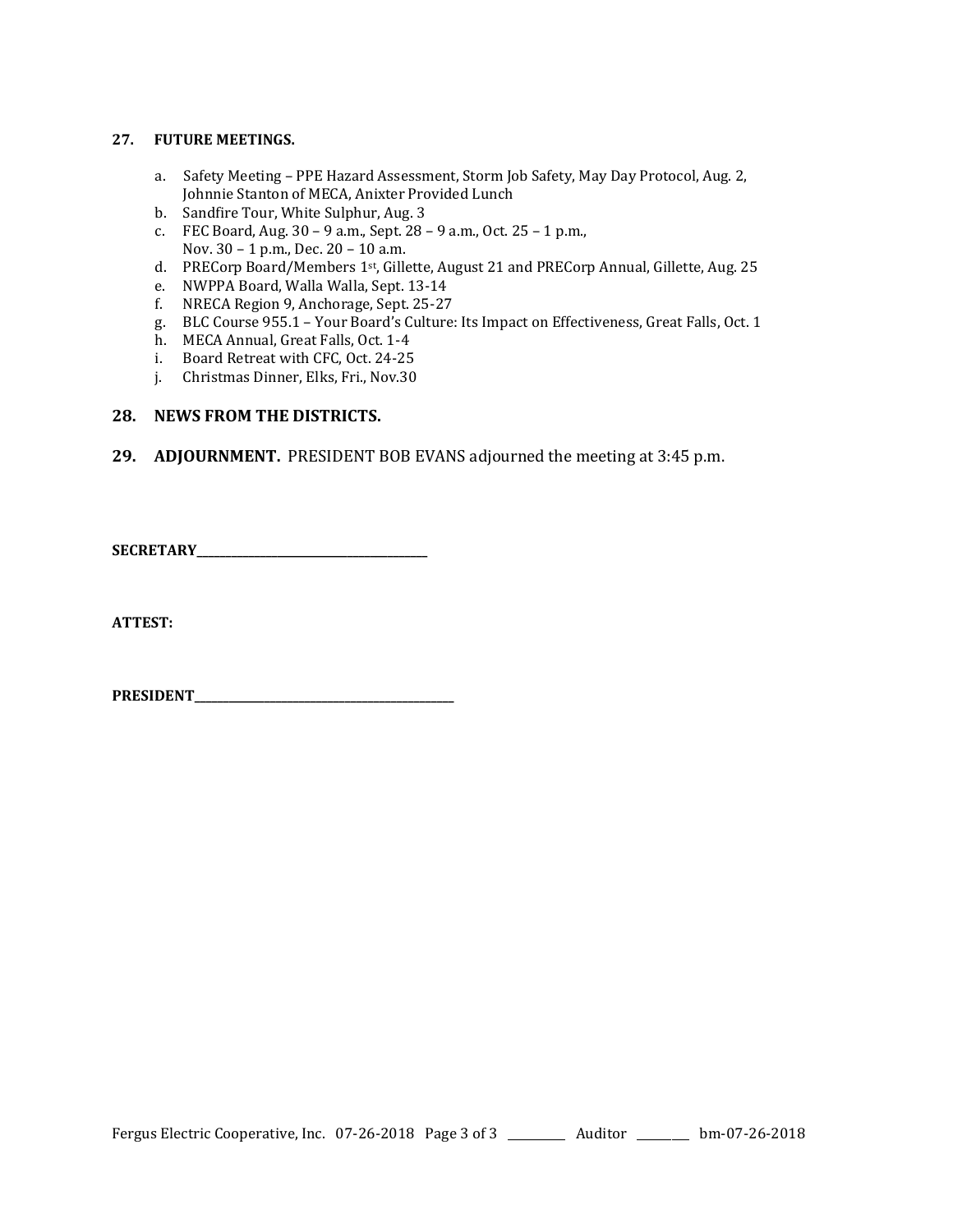**27. FUTURE MEETINGS.**

a. Safety Meeting – PPE Hazard Assessment, Storm Job Safety, May Day Protocol, Aug. 2, Johnnie Stanton of MECA, Anixter Provided Lunch
b. Sandfire Tour, White Sulphur, Aug. 3
c. FEC Board, Aug. 30 – 9 a.m., Sept. 28 – 9 a.m., Oct. 25 – 1 p.m., Nov. 30 – 1 p.m., Dec. 20 – 10 a.m.
d. PRECorp Board/Members 1st, Gillette, August 21 and PRECorp Annual, Gillette, Aug. 25
e. NWPPA Board, Walla Walla, Sept. 13-14
f. NRECA Region 9, Anchorage, Sept. 25-27
g. BLC Course 955.1 – Your Board's Culture: Its Impact on Effectiveness, Great Falls, Oct. 1
h. MECA Annual, Great Falls, Oct. 1-4
i. Board Retreat with CFC, Oct. 24-25
j. Christmas Dinner, Elks, Fri., Nov.30

**28. NEWS FROM THE DISTRICTS.**

**29. ADJOURNMENT.** PRESIDENT BOB EVANS adjourned the meeting at 3:45 p.m.

**SECRETARY**\_\_\_\_\_\_\_\_\_\_\_\_\_\_\_\_\_\_\_\_\_\_\_\_\_\_\_\_\_\_\_\_

**ATTEST:**

**PRESIDENT**\_\_\_\_\_\_\_\_\_\_\_\_\_\_\_\_\_\_\_\_\_\_\_\_\_\_\_\_\_\_\_\_

Fergus Electric Cooperative, Inc. 07-26-2018 Page 3 of 3 \_\_\_\_\_\_\_\_ Auditor \_\_\_\_\_\_\_\_ bm-07-26-2018